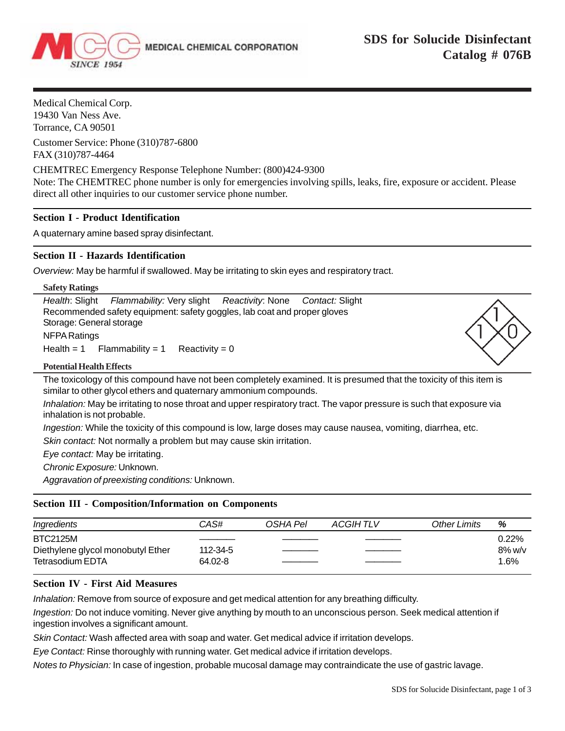MEDICAL CHEMICAL CORPORATION

SINCE 1954

# SDS for Solucide Disinfectant
# Catalog # 076B

Medical Chemical Corp.
19430 Van Ness Ave.
Torrance, CA 90501

Customer Service: Phone (310)787-6800
FAX (310)787-4464

CHEMTREC Emergency Response Telephone Number: (800)424-9300
Note: The CHEMTREC phone number is only for emergencies involving spills, leaks, fire, exposure or accident. Please direct all other inquiries to our customer service phone number.

## Section I - Product Identification

A quaternary amine based spray disinfectant.

## Section II - Hazards Identification

*Overview:* May be harmful if swallowed. May be irritating to skin eyes and respiratory tract.

### Safety Ratings

*Health*: Slight *Flammability:* Very slight *Reactivity*: None *Contact:* Slight
Recommended safety equipment: safety goggles, lab coat and proper gloves
Storage: General storage

NFPA Ratings

Health = 1 Flammability = 1 Reactivity = 0

### Potential Health Effects

The toxicology of this compound have not been completely examined. It is presumed that the toxicity of this item is similar to other glycol ethers and quaternary ammonium compounds.

*Inhalation:* May be irritating to nose throat and upper respiratory tract. The vapor pressure is such that exposure via inhalation is not probable.

*Ingestion:* While the toxicity of this compound is low, large doses may cause nausea, vomiting, diarrhea, etc.

*Skin contact:* Not normally a problem but may cause skin irritation.

*Eye contact:* May be irritating.

*Chronic Exposure:* Unknown.

*Aggravation of preexisting conditions:* Unknown.

## Section III - Composition/Information on Components

| *Ingredients* | *CAS#* | *OSHA Pel* | *ACGIH TLV* | *Other Limits* | *%* |
|---|---|---|---|---|---|
| BTC2125M | ——— | ——— | ——— | | 0.22% |
| Diethylene glycol monobutyl Ether | 112-34-5 | ——— | ——— | | 8% w/v |
| Tetrasodium EDTA | 64.02-8 | ——— | ——— | | 1.6% |

## Section IV - First Aid Measures

*Inhalation:* Remove from source of exposure and get medical attention for any breathing difficulty.

*Ingestion:* Do not induce vomiting. Never give anything by mouth to an unconscious person. Seek medical attention if ingestion involves a significant amount.

*Skin Contact:* Wash affected area with soap and water. Get medical advice if irritation develops.

*Eye Contact:* Rinse thoroughly with running water. Get medical advice if irritation develops.

*Notes to Physician:* In case of ingestion, probable mucosal damage may contraindicate the use of gastric lavage.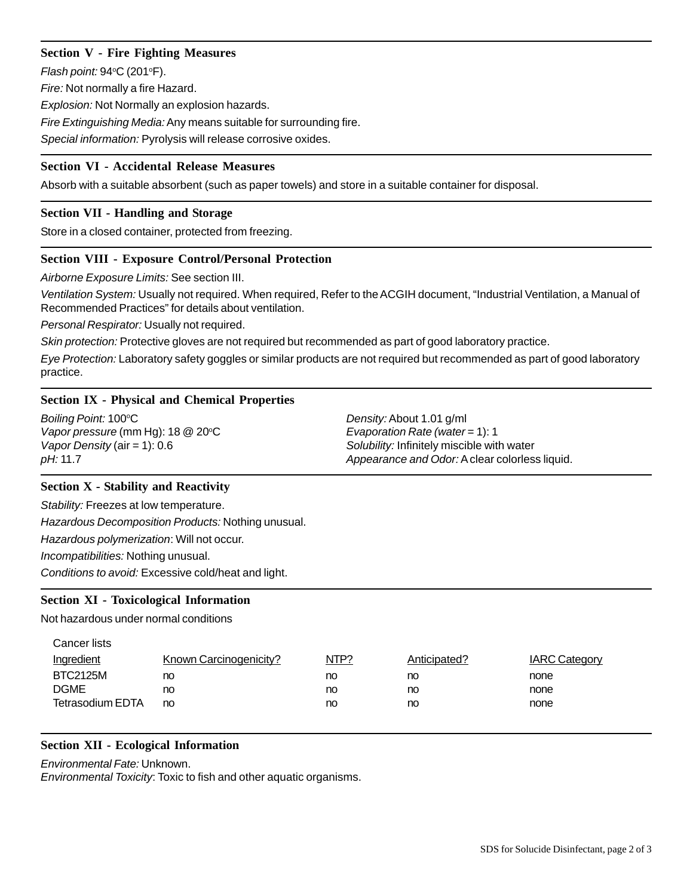## Section V - Fire Fighting Measures

*Flash point:* 94°C (201°F).

*Fire:* Not normally a fire Hazard.

*Explosion:* Not Normally an explosion hazards.

*Fire Extinguishing Media:* Any means suitable for surrounding fire.

*Special information:* Pyrolysis will release corrosive oxides.

## Section VI - Accidental Release Measures

Absorb with a suitable absorbent (such as paper towels) and store in a suitable container for disposal.

## Section VII - Handling and Storage

Store in a closed container, protected from freezing.

## Section VIII - Exposure Control/Personal Protection

*Airborne Exposure Limits:* See section III.

*Ventilation System:* Usually not required. When required, Refer to the ACGIH document, "Industrial Ventilation, a Manual of Recommended Practices" for details about ventilation.

*Personal Respirator:* Usually not required.

*Skin protection:* Protective gloves are not required but recommended as part of good laboratory practice.

*Eye Protection:* Laboratory safety goggles or similar products are not required but recommended as part of good laboratory practice.

## Section IX - Physical and Chemical Properties

*Boiling Point:* 100°C
*Vapor pressure* (mm Hg): 18 @ 20°C
*Vapor Density* (air = 1): 0.6
*pH:* 11.7

*Density:* About 1.01 g/ml
*Evaporation Rate (water* = 1): 1
*Solubility:* Infinitely miscible with water
*Appearance and Odor:* A clear colorless liquid.

## Section X - Stability and Reactivity

*Stability:* Freezes at low temperature.

*Hazardous Decomposition Products:* Nothing unusual.

*Hazardous polymerization*: Will not occur.

*Incompatibilities:* Nothing unusual.

*Conditions to avoid:* Excessive cold/heat and light.

## Section XI - Toxicological Information

Not hazardous under normal conditions

Cancer lists

| Ingredient | Known Carcinogenicity? | NTP? | Anticipated? | IARC Category |
|---|---|---|---|---|
| BTC2125M | no | no | no | none |
| DGME | no | no | no | none |
| Tetrasodium EDTA | no | no | no | none |

## Section XII - Ecological Information

*Environmental Fate:* Unknown.
*Environmental Toxicity*: Toxic to fish and other aquatic organisms.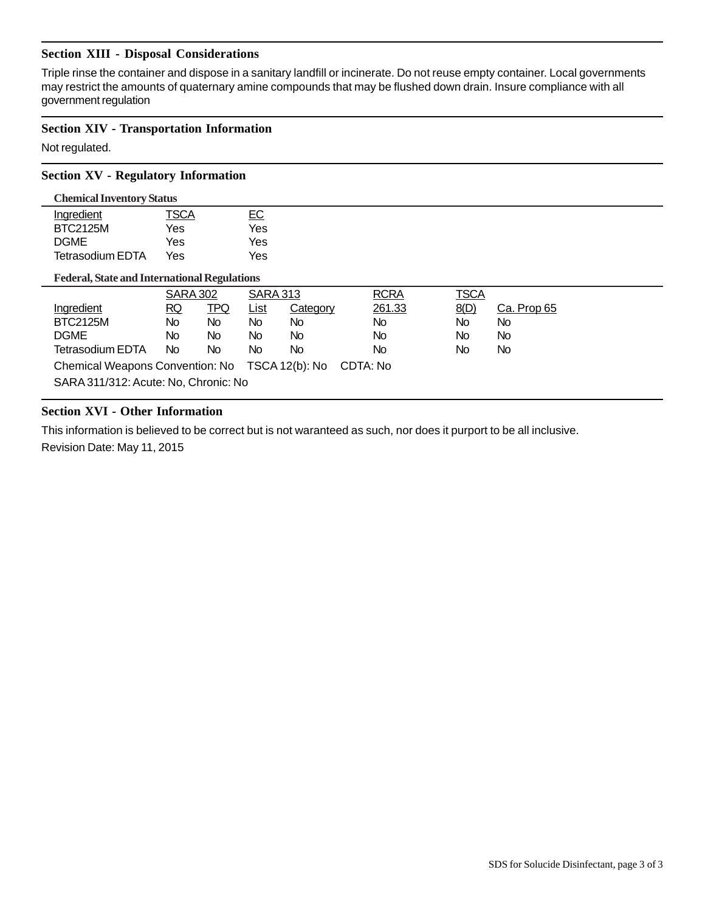## Section XIII - Disposal Considerations

Triple rinse the container and dispose in a sanitary landfill or incinerate. Do not reuse empty container. Local governments may restrict the amounts of quaternary amine compounds that may be flushed down drain. Insure compliance with all government regulation

## Section XIV - Transportation Information

Not regulated.

## Section XV - Regulatory Information

### Chemical Inventory Status

| Ingredient | TSCA | EC |
|---|---|---|
| BTC2125M | Yes | Yes |
| DGME | Yes | Yes |
| Tetrasodium EDTA | Yes | Yes |

### Federal, State and International Regulations

| | SARA 302 | | SARA 313 | | RCRA | TSCA | |
|---|---|---|---|---|---|---|---|
| Ingredient | RQ | TPQ | List | Category | 261.33 | 8(D) | Ca. Prop 65 |
| BTC2125M | No | No | No | No | No | No | No |
| DGME | No | No | No | No | No | No | No |
| Tetrasodium EDTA | No | No | No | No | No | No | No |

Chemical Weapons Convention: No   TSCA 12(b): No   CDTA: No

SARA 311/312: Acute: No, Chronic: No

## Section XVI - Other Information

This information is believed to be correct but is not waranteed as such, nor does it purport to be all inclusive.

Revision Date: May 11, 2015